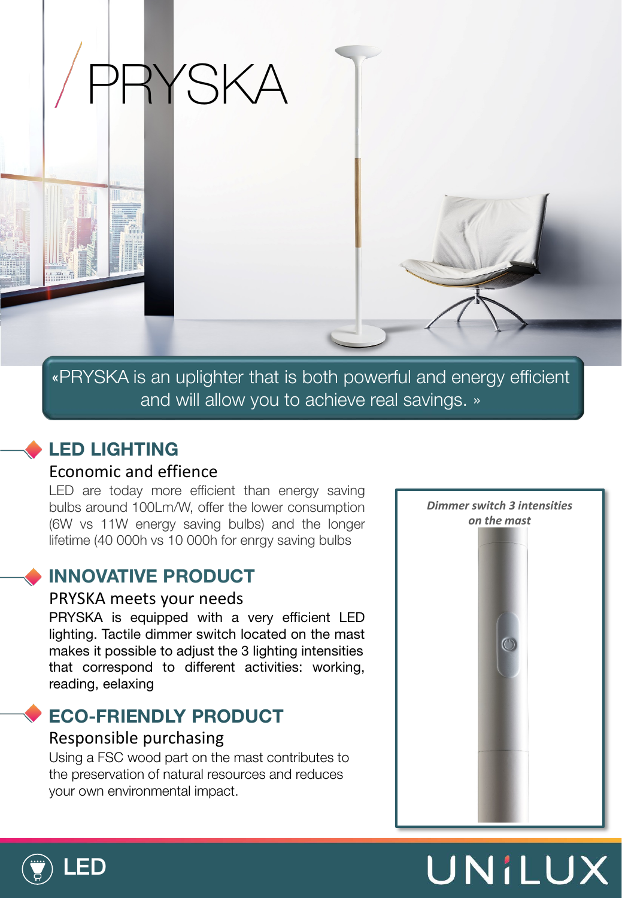# PRYSKA

«PRYSKA is an uplighter that is both powerful and energy efficient and will allow you to achieve real savings. »

## LED LIGHTING

### Economic and effience

LED are today more efficient than energy saving bulbs around 100Lm/W, offer the lower consumption (6W vs 11W energy saving bulbs) and the longer lifetime (40 000h vs 10 000h for enrgy saving bulbs

## INNOVATIVE PRODUCT

### PRYSKA meets your needs

PRYSKA is equipped with a very efficient LED lighting. Tactile dimmer switch located on the mast makes it possible to adjust the 3 lighting intensities that correspond to different activities: working, reading, eelaxing

## ECO-FRIENDLY PRODUCT

### Responsible purchasing

Using a FSC wood part on the mast contributes to the preservation of natural resources and reduces your own environmental impact.

***Dimmer switch 3 intensities on the mast***

LED

UNILUX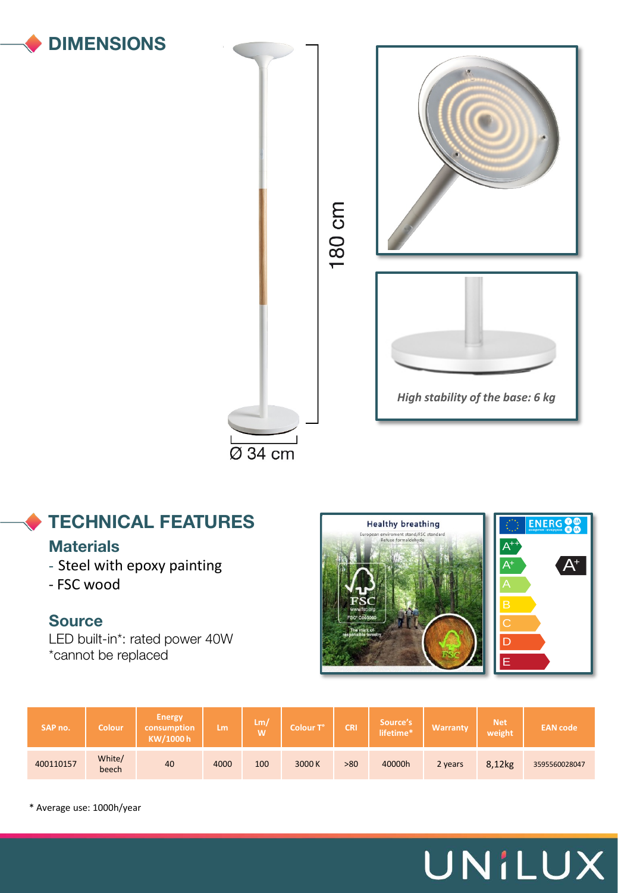## DIMENSIONS

180 cm

Ø 34 cm

*High stability of the base: 6 kg*

## TECHNICAL FEATURES

### Materials

- Steel with epoxy painting
- FSC wood

### Source

LED built-in*: rated power 40W
*cannot be replaced

Healthy breathing
European environment stand/FSC standard
Refuse formaldehyde

FSC
www.fsc.org
FSC® C008000
The mark of responsible forestry

ENERG
A++
A+
A
B
C
D
E
A+

| SAP no. | Colour | Energy consumption KW/1000 h | Lm | Lm/W | Colour T° | CRI | Source's lifetime* | Warranty | Net weight | EAN code |
|---|---|---|---|---|---|---|---|---|---|---|
| 400110157 | White/ beech | 40 | 4000 | 100 | 3000 K | >80 | 40000h | 2 years | 8,12kg | 3595560028047 |

* Average use: 1000h/year

UNILUX